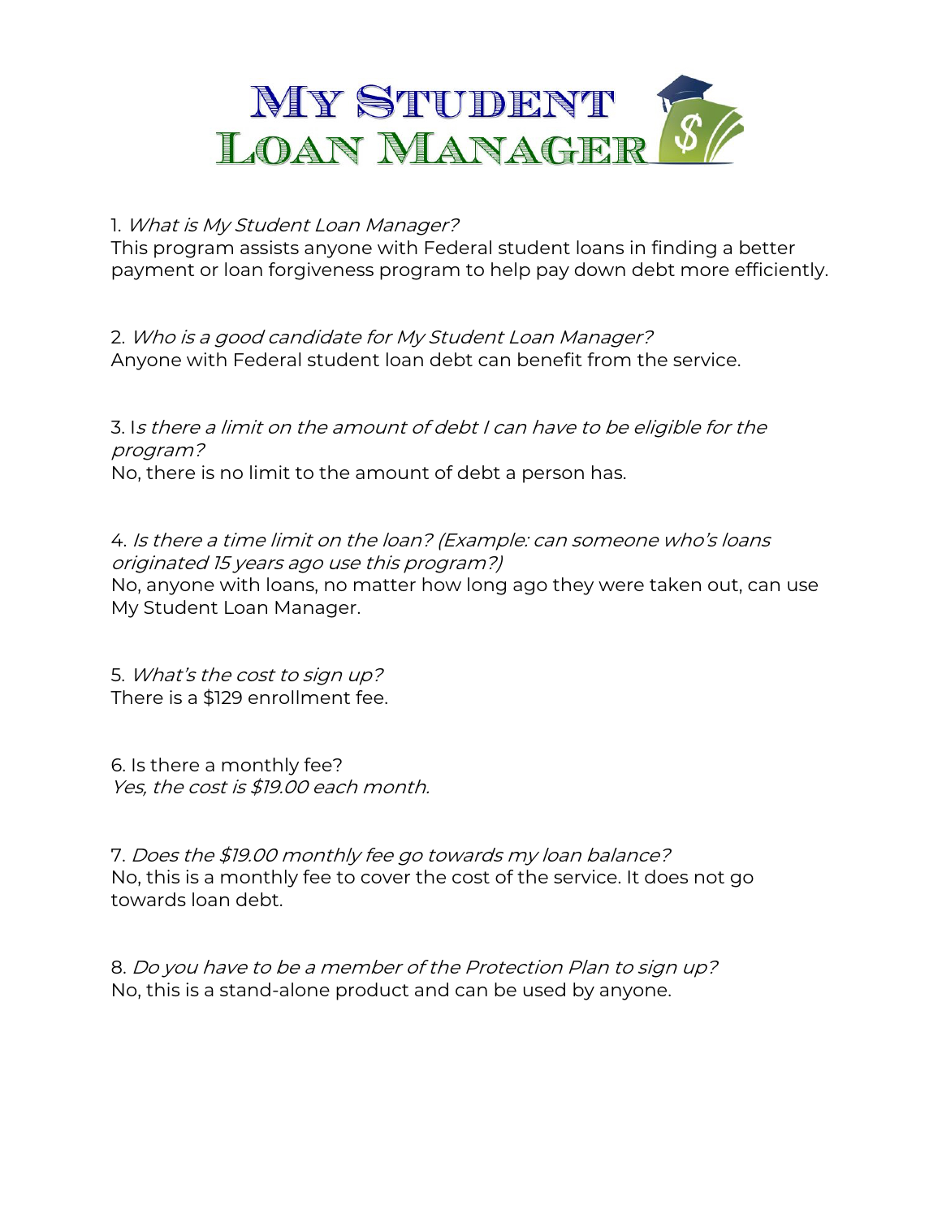# My Student Loan Manager

1. *What is My Student Loan Manager?*
This program assists anyone with Federal student loans in finding a better payment or loan forgiveness program to help pay down debt more efficiently.

2. *Who is a good candidate for My Student Loan Manager?*
Anyone with Federal student loan debt can benefit from the service.

3. I*s there a limit on the amount of debt I can have to be eligible for the program?*
No, there is no limit to the amount of debt a person has.

4. *Is there a time limit on the loan? (Example: can someone who's loans originated 15 years ago use this program?)*
No, anyone with loans, no matter how long ago they were taken out, can use My Student Loan Manager.

5. *What's the cost to sign up?*
There is a $129 enrollment fee.

6. Is there a monthly fee?
*Yes, the cost is $19.00 each month.*

7. *Does the $19.00 monthly fee go towards my loan balance?*
No, this is a monthly fee to cover the cost of the service. It does not go towards loan debt.

8. *Do you have to be a member of the Protection Plan to sign up?*
No, this is a stand-alone product and can be used by anyone.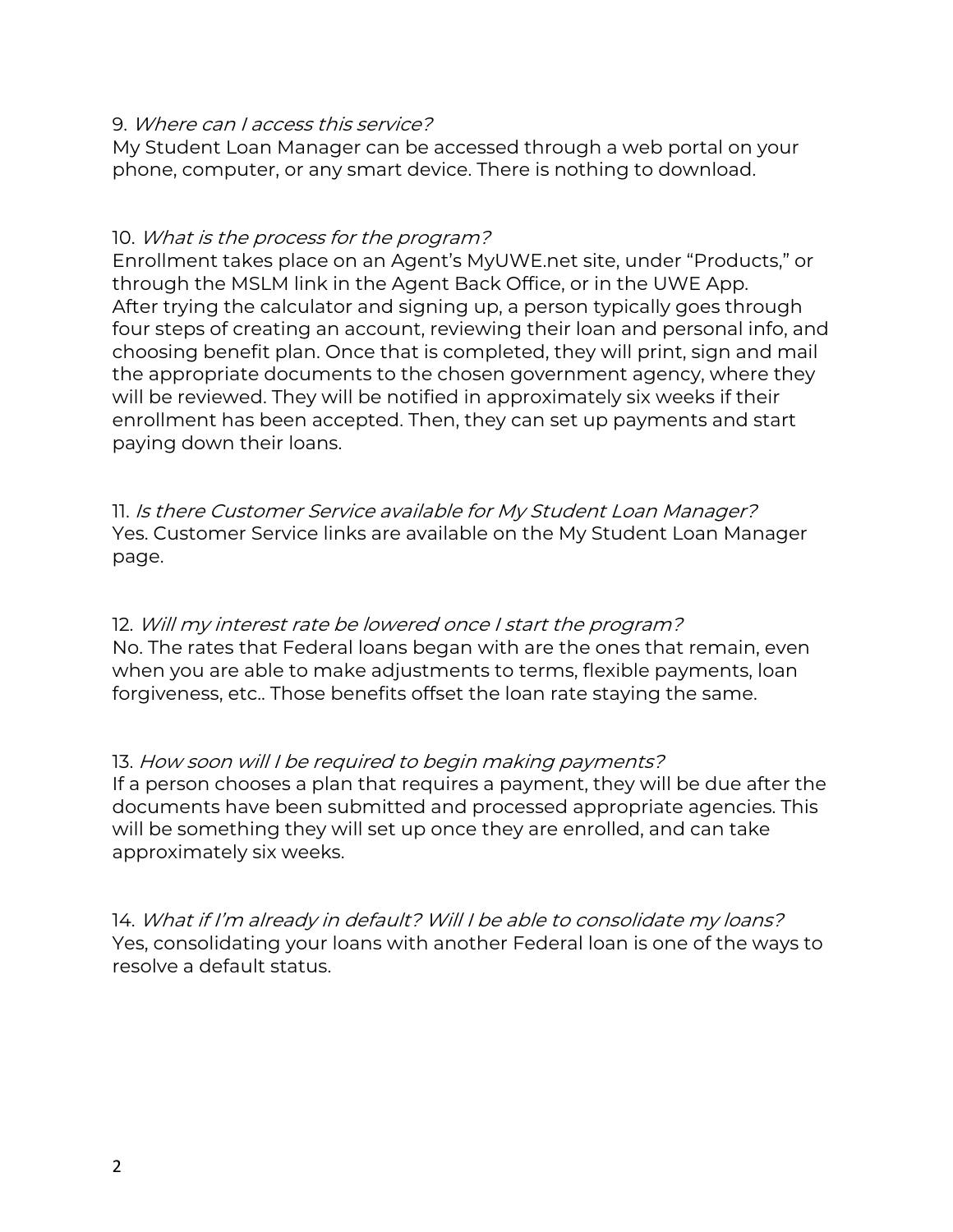9. *Where can I access this service?*
My Student Loan Manager can be accessed through a web portal on your phone, computer, or any smart device. There is nothing to download.

10. *What is the process for the program?*
Enrollment takes place on an Agent's MyUWE.net site, under "Products," or through the MSLM link in the Agent Back Office, or in the UWE App.
After trying the calculator and signing up, a person typically goes through four steps of creating an account, reviewing their loan and personal info, and choosing benefit plan. Once that is completed, they will print, sign and mail the appropriate documents to the chosen government agency, where they will be reviewed. They will be notified in approximately six weeks if their enrollment has been accepted. Then, they can set up payments and start paying down their loans.

11. *Is there Customer Service available for My Student Loan Manager?*
Yes. Customer Service links are available on the My Student Loan Manager page.

12. *Will my interest rate be lowered once I start the program?*
No. The rates that Federal loans began with are the ones that remain, even when you are able to make adjustments to terms, flexible payments, loan forgiveness, etc.. Those benefits offset the loan rate staying the same.

13. *How soon will I be required to begin making payments?*
If a person chooses a plan that requires a payment, they will be due after the documents have been submitted and processed appropriate agencies. This will be something they will set up once they are enrolled, and can take approximately six weeks.

14. *What if I'm already in default? Will I be able to consolidate my loans?*
Yes, consolidating your loans with another Federal loan is one of the ways to resolve a default status.